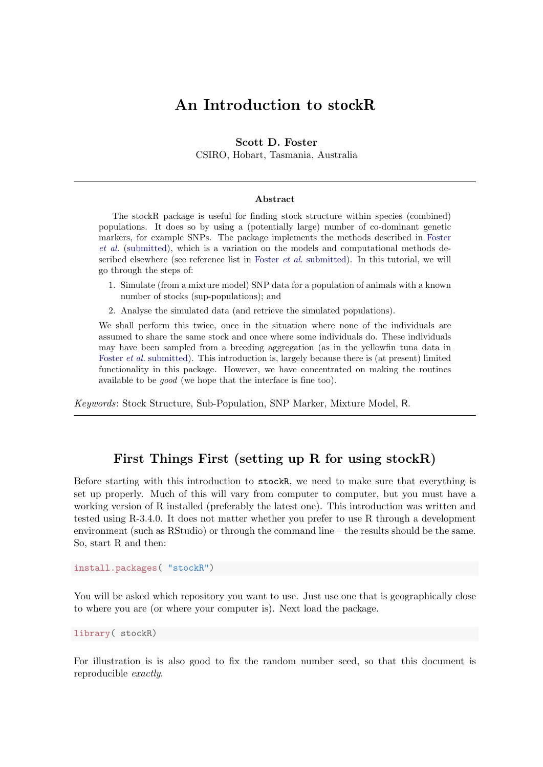# An Introduction to stockR

**Scott D. Foster**
CSIRO, Hobart, Tasmania, Australia

---

### Abstract

The stockR package is useful for finding stock structure within species (combined) populations. It does so by using a (potentially large) number of co-dominant genetic markers, for example SNPs. The package implements the methods described in Foster *et al.* (submitted), which is a variation on the models and computational methods described elsewhere (see reference list in Foster *et al.* submitted). In this tutorial, we will go through the steps of:

1. Simulate (from a mixture model) SNP data for a population of animals with a known number of stocks (sup-populations); and
2. Analyse the simulated data (and retrieve the simulated populations).

We shall perform this twice, once in the situation where none of the individuals are assumed to share the same stock and once where some individuals do. These individuals may have been sampled from a breeding aggregation (as in the yellowfin tuna data in Foster *et al.* submitted). This introduction is, largely because there is (at present) limited functionality in this package. However, we have concentrated on making the routines available to be *good* (we hope that the interface is fine too).

*Keywords*: Stock Structure, Sub-Population, SNP Marker, Mixture Model, R.

---

## First Things First (setting up R for using stockR)

Before starting with this introduction to `stockR`, we need to make sure that everything is set up properly. Much of this will vary from computer to computer, but you must have a working version of R installed (preferably the latest one). This introduction was written and tested using R-3.4.0. It does not matter whether you prefer to use R through a development environment (such as RStudio) or through the command line – the results should be the same. So, start R and then:

```
install.packages( "stockR")
```

You will be asked which repository you want to use. Just use one that is geographically close to where you are (or where your computer is). Next load the package.

```
library( stockR)
```

For illustration is is also good to fix the random number seed, so that this document is reproducible *exactly*.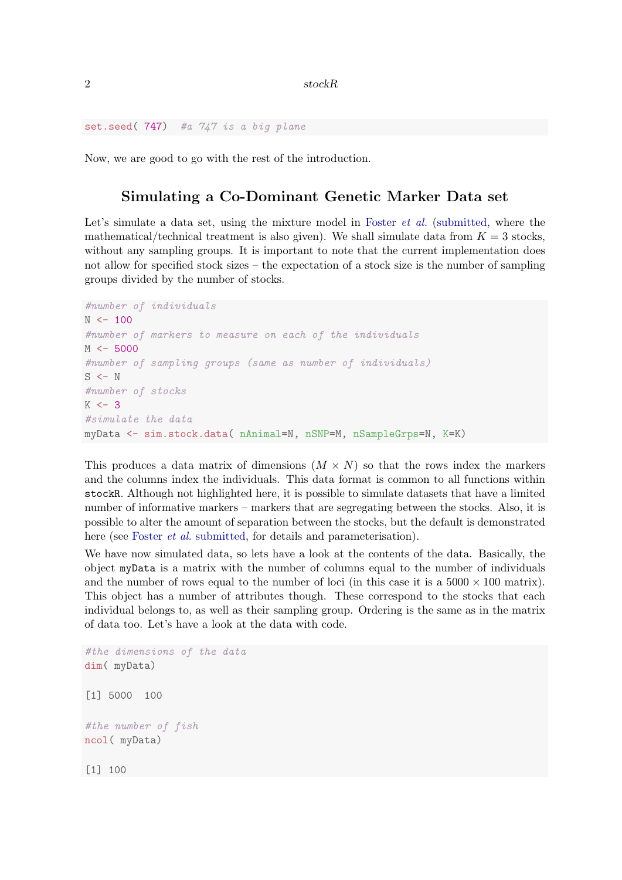```
set.seed( 747)  #a 747 is a big plane
```

Now, we are good to go with the rest of the introduction.

## Simulating a Co-Dominant Genetic Marker Data set

Let's simulate a data set, using the mixture model in Foster *et al.* (submitted, where the mathematical/technical treatment is also given). We shall simulate data from $K = 3$ stocks, without any sampling groups. It is important to note that the current implementation does not allow for specified stock sizes – the expectation of a stock size is the number of sampling groups divided by the number of stocks.

```
#number of individuals
N <- 100
#number of markers to measure on each of the individuals
M <- 5000
#number of sampling groups (same as number of individuals)
S <- N
#number of stocks
K <- 3
#simulate the data
myData <- sim.stock.data( nAnimal=N, nSNP=M, nSampleGrps=N, K=K)
```

This produces a data matrix of dimensions $(M \times N)$ so that the rows index the markers and the columns index the individuals. This data format is common to all functions within `stockR`. Although not highlighted here, it is possible to simulate datasets that have a limited number of informative markers – markers that are segregating between the stocks. Also, it is possible to alter the amount of separation between the stocks, but the default is demonstrated here (see Foster *et al.* submitted, for details and parameterisation).

We have now simulated data, so lets have a look at the contents of the data. Basically, the object `myData` is a matrix with the number of columns equal to the number of individuals and the number of rows equal to the number of loci (in this case it is a $5000 \times 100$ matrix). This object has a number of attributes though. These correspond to the stocks that each individual belongs to, as well as their sampling group. Ordering is the same as in the matrix of data too. Let's have a look at the data with code.

```
#the dimensions of the data
dim( myData)

[1] 5000  100

#the number of fish
ncol( myData)

[1] 100
```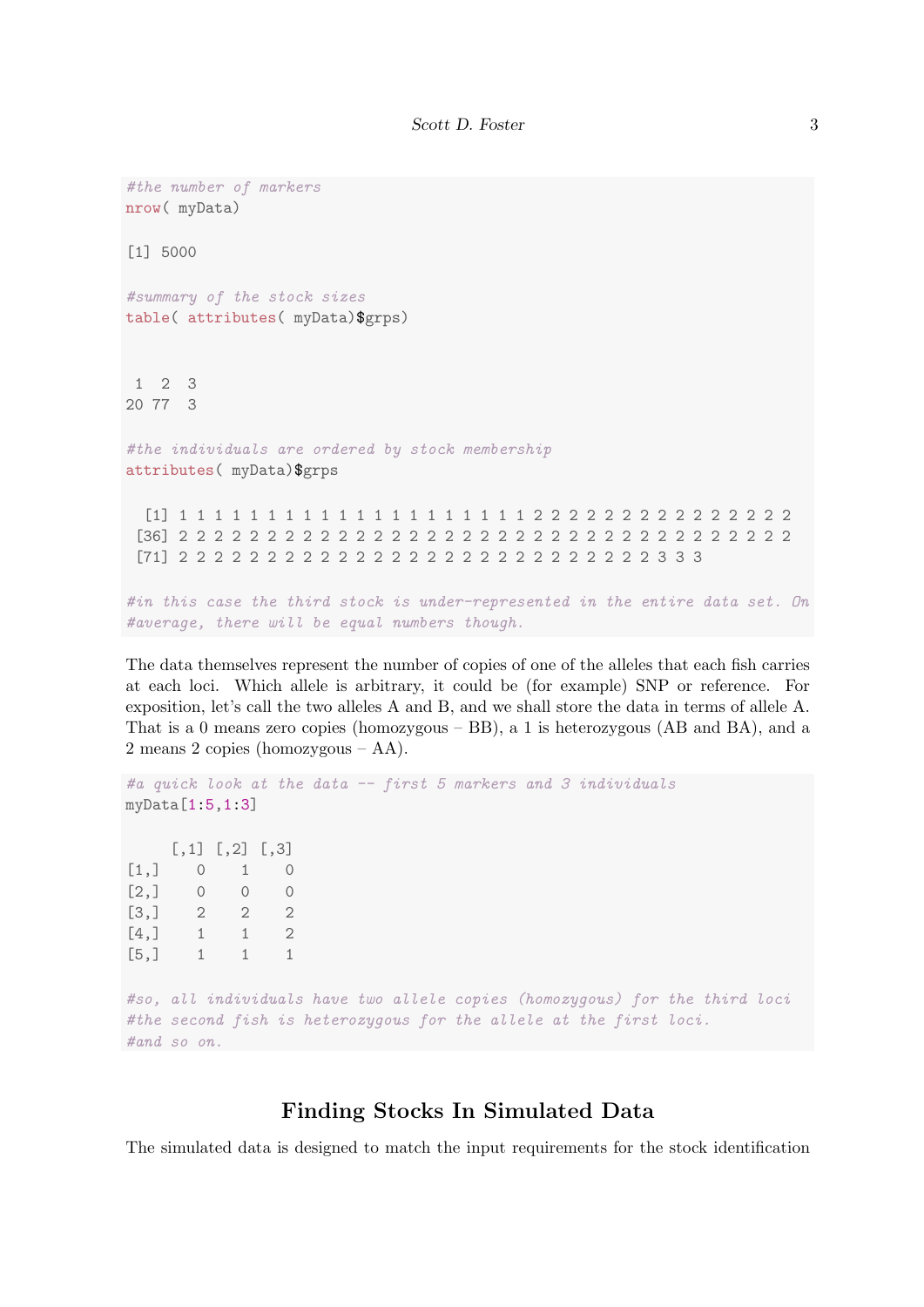```
#the number of markers
nrow( myData)

[1] 5000

#summary of the stock sizes
table( attributes( myData)$grps)


 1  2  3
20 77  3

#the individuals are ordered by stock membership
attributes( myData)$grps

  [1] 1 1 1 1 1 1 1 1 1 1 1 1 1 1 1 1 1 1 1 1 2 2 2 2 2 2 2 2 2 2 2 2 2 2 2
 [36] 2 2 2 2 2 2 2 2 2 2 2 2 2 2 2 2 2 2 2 2 2 2 2 2 2 2 2 2 2 2 2 2 2 2 2
 [71] 2 2 2 2 2 2 2 2 2 2 2 2 2 2 2 2 2 2 2 2 2 2 2 2 2 2 2 3 3 3

#in this case the third stock is under-represented in the entire data set. On
#average, there will be equal numbers though.
```

The data themselves represent the number of copies of one of the alleles that each fish carries at each loci. Which allele is arbitrary, it could be (for example) SNP or reference. For exposition, let's call the two alleles A and B, and we shall store the data in terms of allele A. That is a 0 means zero copies (homozygous – BB), a 1 is heterozygous (AB and BA), and a 2 means 2 copies (homozygous – AA).

```
#a quick look at the data -- first 5 markers and 3 individuals
myData[1:5,1:3]

     [,1] [,2] [,3]
[1,]    0    1    0
[2,]    0    0    0
[3,]    2    2    2
[4,]    1    1    2
[5,]    1    1    1

#so, all individuals have two allele copies (homozygous) for the third loci
#the second fish is heterozygous for the allele at the first loci.
#and so on.
```

## Finding Stocks In Simulated Data

The simulated data is designed to match the input requirements for the stock identification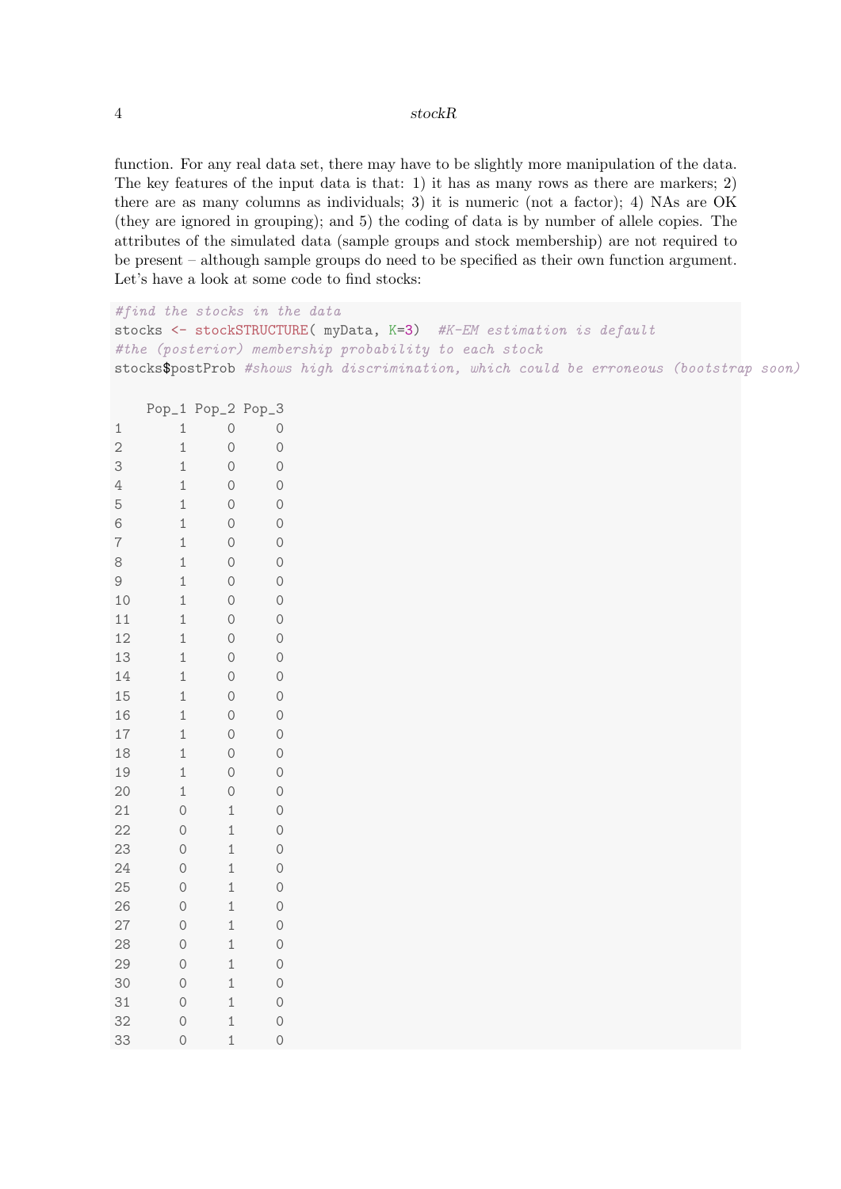function. For any real data set, there may have to be slightly more manipulation of the data. The key features of the input data is that: 1) it has as many rows as there are markers; 2) there are as many columns as individuals; 3) it is numeric (not a factor); 4) NAs are OK (they are ignored in grouping); and 5) the coding of data is by number of allele copies. The attributes of the simulated data (sample groups and stock membership) are not required to be present – although sample groups do need to be specified as their own function argument. Let's have a look at some code to find stocks:

```
#find the stocks in the data
stocks <- stockSTRUCTURE( myData, K=3)  #K-EM estimation is default
#the (posterior) membership probability to each stock
stocks$postProb #shows high discrimination, which could be erroneous (bootstrap soon)
```

```
   Pop_1 Pop_2 Pop_3
1      1     0     0
2      1     0     0
3      1     0     0
4      1     0     0
5      1     0     0
6      1     0     0
7      1     0     0
8      1     0     0
9      1     0     0
10     1     0     0
11     1     0     0
12     1     0     0
13     1     0     0
14     1     0     0
15     1     0     0
16     1     0     0
17     1     0     0
18     1     0     0
19     1     0     0
20     1     0     0
21     0     1     0
22     0     1     0
23     0     1     0
24     0     1     0
25     0     1     0
26     0     1     0
27     0     1     0
28     0     1     0
29     0     1     0
30     0     1     0
31     0     1     0
32     0     1     0
33     0     1     0
```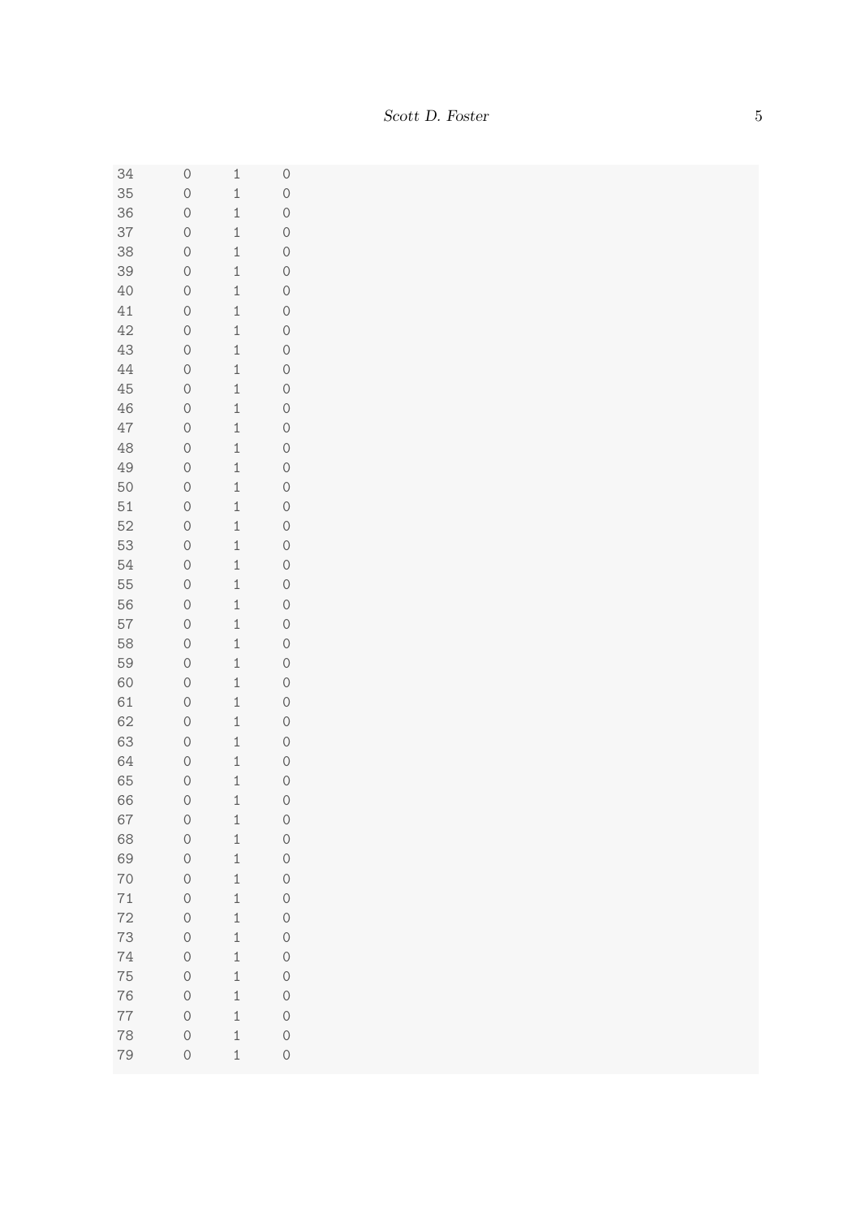```
34    0    1    0
35    0    1    0
36    0    1    0
37    0    1    0
38    0    1    0
39    0    1    0
40    0    1    0
41    0    1    0
42    0    1    0
43    0    1    0
44    0    1    0
45    0    1    0
46    0    1    0
47    0    1    0
48    0    1    0
49    0    1    0
50    0    1    0
51    0    1    0
52    0    1    0
53    0    1    0
54    0    1    0
55    0    1    0
56    0    1    0
57    0    1    0
58    0    1    0
59    0    1    0
60    0    1    0
61    0    1    0
62    0    1    0
63    0    1    0
64    0    1    0
65    0    1    0
66    0    1    0
67    0    1    0
68    0    1    0
69    0    1    0
70    0    1    0
71    0    1    0
72    0    1    0
73    0    1    0
74    0    1    0
75    0    1    0
76    0    1    0
77    0    1    0
78    0    1    0
79    0    1    0
```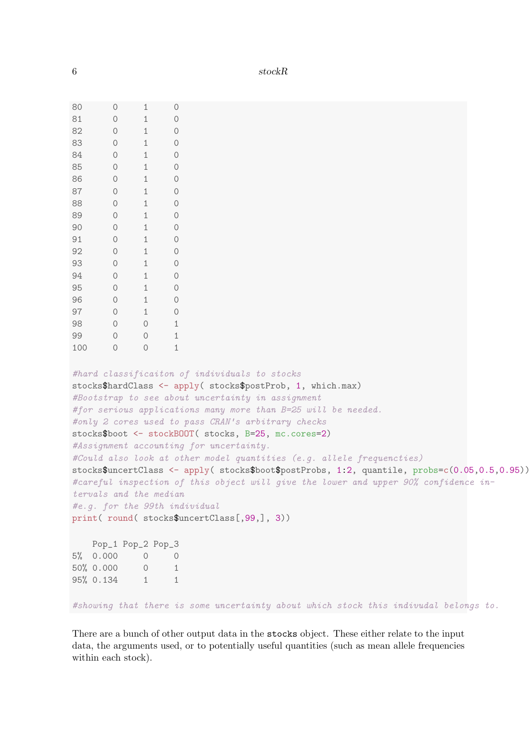```
80      0     1     0
81      0     1     0
82      0     1     0
83      0     1     0
84      0     1     0
85      0     1     0
86      0     1     0
87      0     1     0
88      0     1     0
89      0     1     0
90      0     1     0
91      0     1     0
92      0     1     0
93      0     1     0
94      0     1     0
95      0     1     0
96      0     1     0
97      0     1     0
98      0     0     1
99      0     0     1
100     0     0     1

#hard classificaiton of individuals to stocks
stocks$hardClass <- apply( stocks$postProb, 1, which.max)
#Bootstrap to see about uncertainty in assignment
#for serious applications many more than B=25 will be needed.
#only 2 cores used to pass CRAN's arbitrary checks
stocks$boot <- stockBOOT( stocks, B=25, mc.cores=2)
#Assignment accounting for uncertainty.
#Could also look at other model quantities (e.g. allele frequencties)
stocks$uncertClass <- apply( stocks$boot$postProbs, 1:2, quantile, probs=c(0.05,0.5,0.95))
#careful inspection of this object will give the lower and upper 90% confidence in-
tervals and the median
#e.g. for the 99th individual
print( round( stocks$uncertClass[,99,], 3))

    Pop_1 Pop_2 Pop_3
5%  0.000     0     0
50% 0.000     0     1
95% 0.134     1     1

#showing that there is some uncertainty about which stock this indivudal belongs to.
```

There are a bunch of other output data in the `stocks` object. These either relate to the input data, the arguments used, or to potentially useful quantities (such as mean allele frequencies within each stock).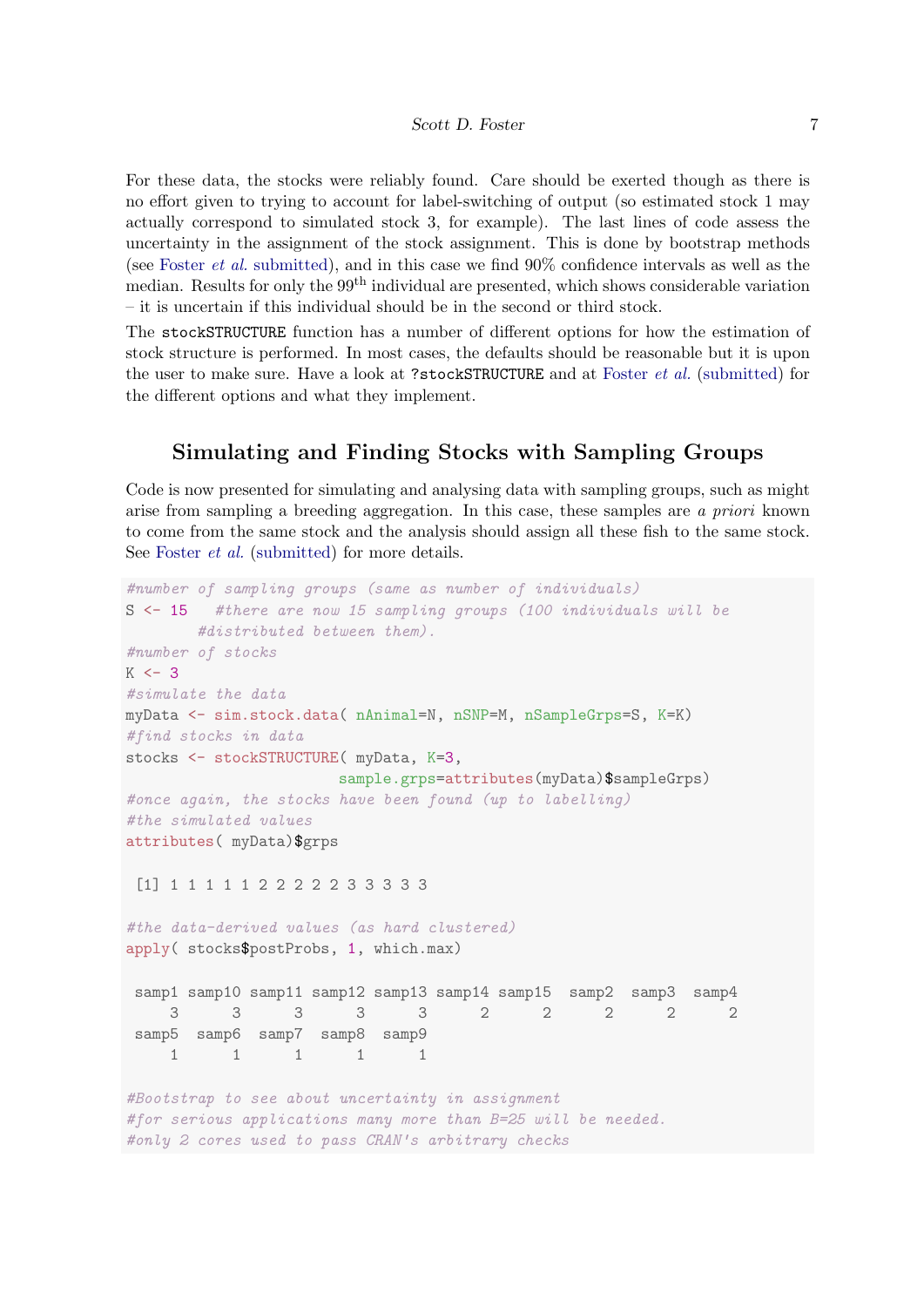For these data, the stocks were reliably found. Care should be exerted though as there is no effort given to trying to account for label-switching of output (so estimated stock 1 may actually correspond to simulated stock 3, for example). The last lines of code assess the uncertainty in the assignment of the stock assignment. This is done by bootstrap methods (see Foster *et al.* submitted), and in this case we find 90% confidence intervals as well as the median. Results for only the 99$^{\text{th}}$ individual are presented, which shows considerable variation – it is uncertain if this individual should be in the second or third stock.

The `stockSTRUCTURE` function has a number of different options for how the estimation of stock structure is performed. In most cases, the defaults should be reasonable but it is upon the user to make sure. Have a look at `?stockSTRUCTURE` and at Foster *et al.* (submitted) for the different options and what they implement.

## Simulating and Finding Stocks with Sampling Groups

Code is now presented for simulating and analysing data with sampling groups, such as might arise from sampling a breeding aggregation. In this case, these samples are *a priori* known to come from the same stock and the analysis should assign all these fish to the same stock. See Foster *et al.* (submitted) for more details.

```
#number of sampling groups (same as number of individuals)
S <- 15   #there are now 15 sampling groups (100 individuals will be
       #distributed between them).
#number of stocks
K <- 3
#simulate the data
myData <- sim.stock.data( nAnimal=N, nSNP=M, nSampleGrps=S, K=K)
#find stocks in data
stocks <- stockSTRUCTURE( myData, K=3,
                     sample.grps=attributes(myData)$sampleGrps)
#once again, the stocks have been found (up to labelling)
#the simulated values
attributes( myData)$grps

 [1] 1 1 1 1 1 2 2 2 2 2 3 3 3 3 3

#the data-derived values (as hard clustered)
apply( stocks$postProbs, 1, which.max)

 samp1 samp10 samp11 samp12 samp13 samp14 samp15  samp2  samp3  samp4
     3      3      3      3      3      2      2      2      2      2
 samp5  samp6  samp7  samp8  samp9
     1      1      1      1      1

#Bootstrap to see about uncertainty in assignment
#for serious applications many more than B=25 will be needed.
#only 2 cores used to pass CRAN's arbitrary checks
```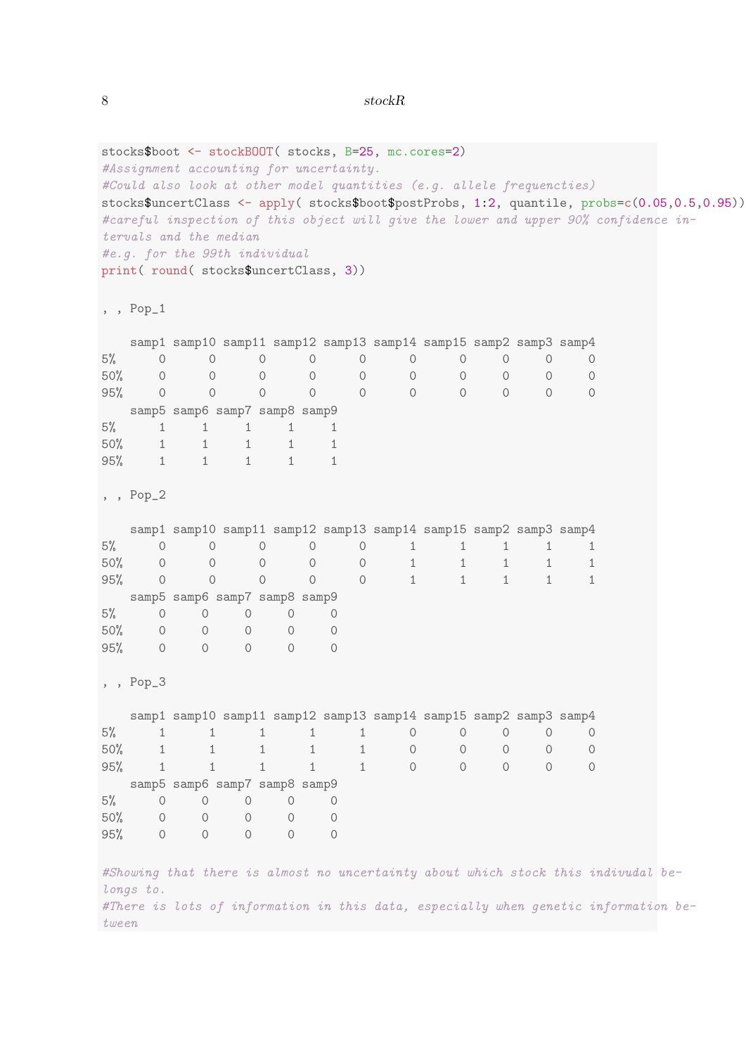```
stocks$boot <- stockBOOT( stocks, B=25, mc.cores=2)
#Assignment accounting for uncertainty.
#Could also look at other model quantities (e.g. allele frequencties)
stocks$uncertClass <- apply( stocks$boot$postProbs, 1:2, quantile, probs=c(0.05,0.5,0.95))
#careful inspection of this object will give the lower and upper 90% confidence in-
tervals and the median
#e.g. for the 99th individual
print( round( stocks$uncertClass, 3))

, , Pop_1

    samp1 samp10 samp11 samp12 samp13 samp14 samp15 samp2 samp3 samp4
5%      0      0      0      0      0      0      0     0     0     0
50%     0      0      0      0      0      0      0     0     0     0
95%     0      0      0      0      0      0      0     0     0     0
    samp5 samp6 samp7 samp8 samp9
5%      1     1     1     1     1
50%     1     1     1     1     1
95%     1     1     1     1     1

, , Pop_2

    samp1 samp10 samp11 samp12 samp13 samp14 samp15 samp2 samp3 samp4
5%      0      0      0      0      0      1      1     1     1     1
50%     0      0      0      0      0      1      1     1     1     1
95%     0      0      0      0      0      1      1     1     1     1
    samp5 samp6 samp7 samp8 samp9
5%      0     0     0     0     0
50%     0     0     0     0     0
95%     0     0     0     0     0

, , Pop_3

    samp1 samp10 samp11 samp12 samp13 samp14 samp15 samp2 samp3 samp4
5%      1      1      1      1      1      0      0     0     0     0
50%     1      1      1      1      1      0      0     0     0     0
95%     1      1      1      1      1      0      0     0     0     0
    samp5 samp6 samp7 samp8 samp9
5%      0     0     0     0     0
50%     0     0     0     0     0
95%     0     0     0     0     0

#Showing that there is almost no uncertainty about which stock this indivudal be-
longs to.
#There is lots of information in this data, especially when genetic information be-
tween
```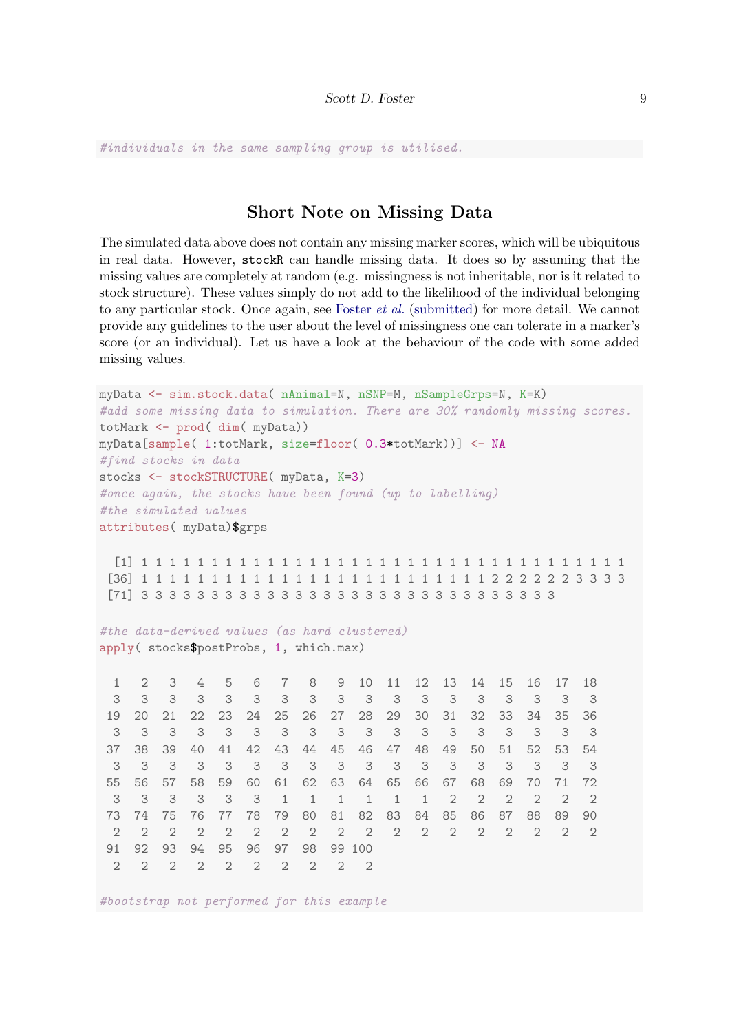```
#individuals in the same sampling group is utilised.
```

## Short Note on Missing Data

The simulated data above does not contain any missing marker scores, which will be ubiquitous in real data. However, `stockR` can handle missing data. It does so by assuming that the missing values are completely at random (e.g. missingness is not inheritable, nor is it related to stock structure). These values simply do not add to the likelihood of the individual belonging to any particular stock. Once again, see Foster *et al.* (submitted) for more detail. We cannot provide any guidelines to the user about the level of missingness one can tolerate in a marker's score (or an individual). Let us have a look at the behaviour of the code with some added missing values.

```
myData <- sim.stock.data( nAnimal=N, nSNP=M, nSampleGrps=N, K=K)
#add some missing data to simulation. There are 30% randomly missing scores.
totMark <- prod( dim( myData))
myData[sample( 1:totMark, size=floor( 0.3*totMark))] <- NA
#find stocks in data
stocks <- stockSTRUCTURE( myData, K=3)
#once again, the stocks have been found (up to labelling)
#the simulated values
attributes( myData)$grps

  [1] 1 1 1 1 1 1 1 1 1 1 1 1 1 1 1 1 1 1 1 1 1 1 1 1 1 1 1 1 1 1 1 1 1 1 1
 [36] 1 1 1 1 1 1 1 1 1 1 1 1 1 1 1 1 1 1 1 1 1 1 1 1 1 2 2 2 2 2 2 2 3 3 3 3
 [71] 3 3 3 3 3 3 3 3 3 3 3 3 3 3 3 3 3 3 3 3 3 3 3 3 3 3 3 3 3 3

#the data-derived values (as hard clustered)
apply( stocks$postProbs, 1, which.max)

  1   2   3   4   5   6   7   8   9  10  11  12  13  14  15  16  17  18
  3   3   3   3   3   3   3   3   3   3   3   3   3   3   3   3   3   3
 19  20  21  22  23  24  25  26  27  28  29  30  31  32  33  34  35  36
  3   3   3   3   3   3   3   3   3   3   3   3   3   3   3   3   3   3
 37  38  39  40  41  42  43  44  45  46  47  48  49  50  51  52  53  54
  3   3   3   3   3   3   3   3   3   3   3   3   3   3   3   3   3   3
 55  56  57  58  59  60  61  62  63  64  65  66  67  68  69  70  71  72
  3   3   3   3   3   3   1   1   1   1   1   1   2   2   2   2   2   2
 73  74  75  76  77  78  79  80  81  82  83  84  85  86  87  88  89  90
  2   2   2   2   2   2   2   2   2   2   2   2   2   2   2   2   2   2
 91  92  93  94  95  96  97  98  99 100
  2   2   2   2   2   2   2   2   2   2

#bootstrap not performed for this example
```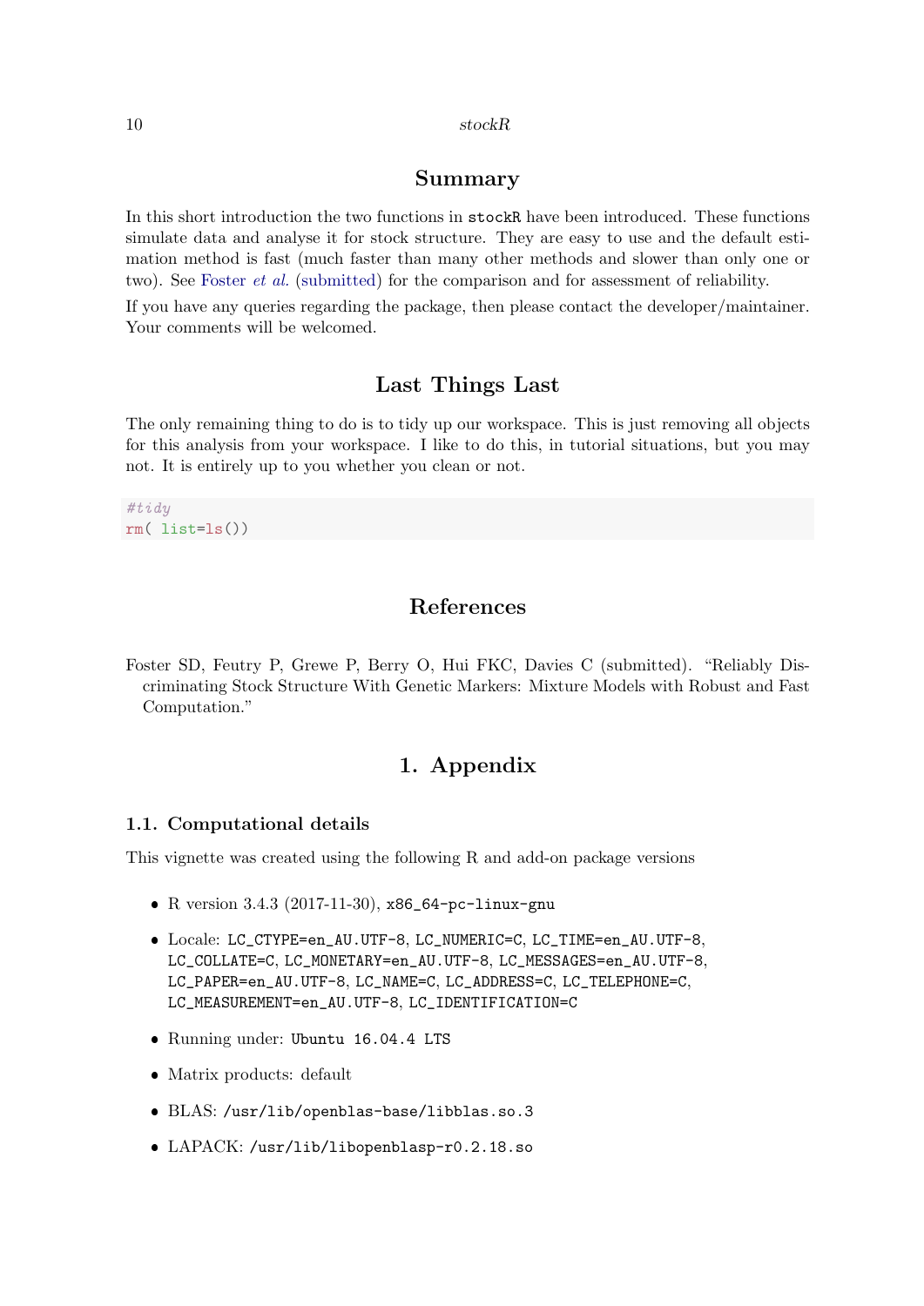## Summary

In this short introduction the two functions in `stockR` have been introduced. These functions simulate data and analyse it for stock structure. They are easy to use and the default estimation method is fast (much faster than many other methods and slower than only one or two). See Foster *et al.* (submitted) for the comparison and for assessment of reliability.

If you have any queries regarding the package, then please contact the developer/maintainer. Your comments will be welcomed.

## Last Things Last

The only remaining thing to do is to tidy up our workspace. This is just removing all objects for this analysis from your workspace. I like to do this, in tutorial situations, but you may not. It is entirely up to you whether you clean or not.

```
#tidy
rm( list=ls())
```

## References

Foster SD, Feutry P, Grewe P, Berry O, Hui FKC, Davies C (submitted). "Reliably Discriminating Stock Structure With Genetic Markers: Mixture Models with Robust and Fast Computation."

# 1. Appendix

### 1.1. Computational details

This vignette was created using the following R and add-on package versions

- R version 3.4.3 (2017-11-30), `x86_64-pc-linux-gnu`
- Locale: `LC_CTYPE=en_AU.UTF-8`, `LC_NUMERIC=C`, `LC_TIME=en_AU.UTF-8`, `LC_COLLATE=C`, `LC_MONETARY=en_AU.UTF-8`, `LC_MESSAGES=en_AU.UTF-8`, `LC_PAPER=en_AU.UTF-8`, `LC_NAME=C`, `LC_ADDRESS=C`, `LC_TELEPHONE=C`, `LC_MEASUREMENT=en_AU.UTF-8`, `LC_IDENTIFICATION=C`
- Running under: `Ubuntu 16.04.4 LTS`
- Matrix products: default
- BLAS: `/usr/lib/openblas-base/libblas.so.3`
- LAPACK: `/usr/lib/libopenblasp-r0.2.18.so`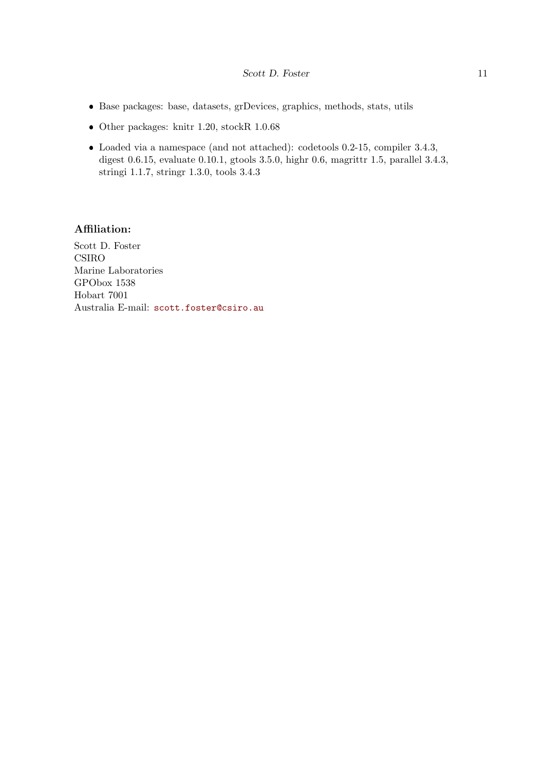- Base packages: base, datasets, grDevices, graphics, methods, stats, utils
- Other packages: knitr 1.20, stockR 1.0.68
- Loaded via a namespace (and not attached): codetools 0.2-15, compiler 3.4.3, digest 0.6.15, evaluate 0.10.1, gtools 3.5.0, highr 0.6, magrittr 1.5, parallel 3.4.3, stringi 1.1.7, stringr 1.3.0, tools 3.4.3

**Affiliation:**

Scott D. Foster
CSIRO
Marine Laboratories
GPObox 1538
Hobart 7001
Australia E-mail: scott.foster@csiro.au